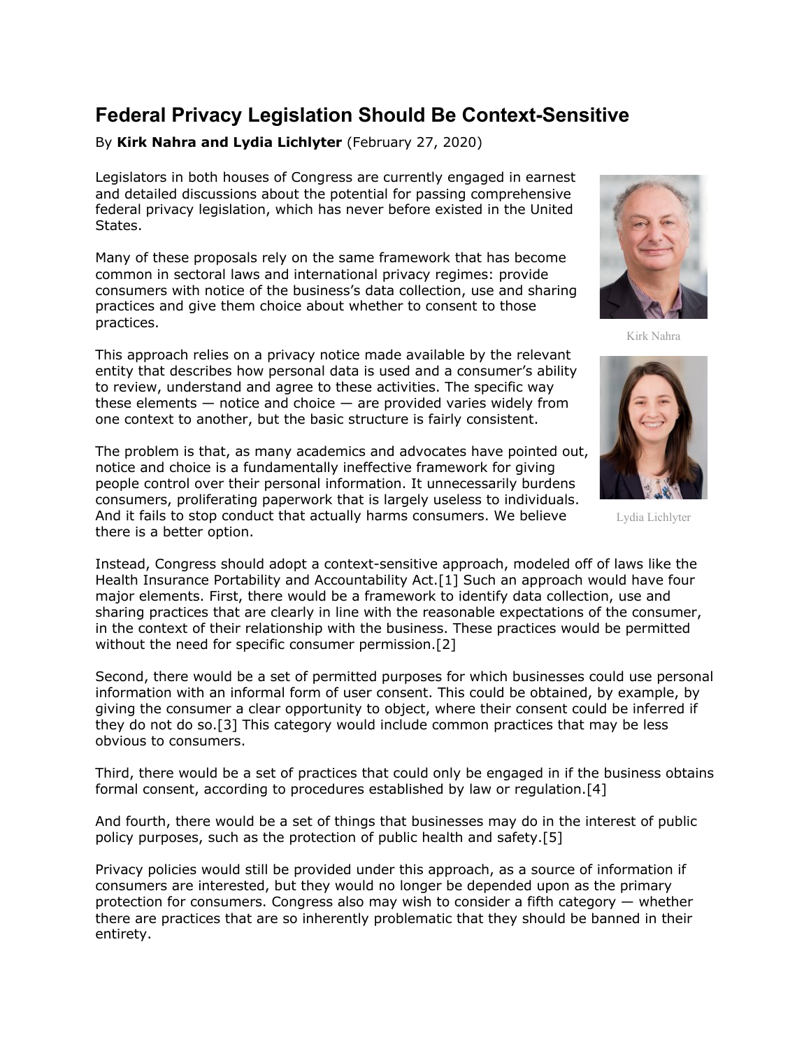# Federal Privacy Legislation Should Be Context-Sensitive

By **Kirk Nahra and Lydia Lichlyter** (February 27, 2020)

Legislators in both houses of Congress are currently engaged in earnest and detailed discussions about the potential for passing comprehensive federal privacy legislation, which has never before existed in the United States.

Many of these proposals rely on the same framework that has become common in sectoral laws and international privacy regimes: provide consumers with notice of the business's data collection, use and sharing practices and give them choice about whether to consent to those practices.

Kirk Nahra

This approach relies on a privacy notice made available by the relevant entity that describes how personal data is used and a consumer's ability to review, understand and agree to these activities. The specific way these elements — notice and choice — are provided varies widely from one context to another, but the basic structure is fairly consistent.

The problem is that, as many academics and advocates have pointed out, notice and choice is a fundamentally ineffective framework for giving people control over their personal information. It unnecessarily burdens consumers, proliferating paperwork that is largely useless to individuals. And it fails to stop conduct that actually harms consumers. We believe there is a better option.

Lydia Lichlyter

Instead, Congress should adopt a context-sensitive approach, modeled off of laws like the Health Insurance Portability and Accountability Act.[1] Such an approach would have four major elements. First, there would be a framework to identify data collection, use and sharing practices that are clearly in line with the reasonable expectations of the consumer, in the context of their relationship with the business. These practices would be permitted without the need for specific consumer permission.[2]

Second, there would be a set of permitted purposes for which businesses could use personal information with an informal form of user consent. This could be obtained, by example, by giving the consumer a clear opportunity to object, where their consent could be inferred if they do not do so.[3] This category would include common practices that may be less obvious to consumers.

Third, there would be a set of practices that could only be engaged in if the business obtains formal consent, according to procedures established by law or regulation.[4]

And fourth, there would be a set of things that businesses may do in the interest of public policy purposes, such as the protection of public health and safety.[5]

Privacy policies would still be provided under this approach, as a source of information if consumers are interested, but they would no longer be depended upon as the primary protection for consumers. Congress also may wish to consider a fifth category — whether there are practices that are so inherently problematic that they should be banned in their entirety.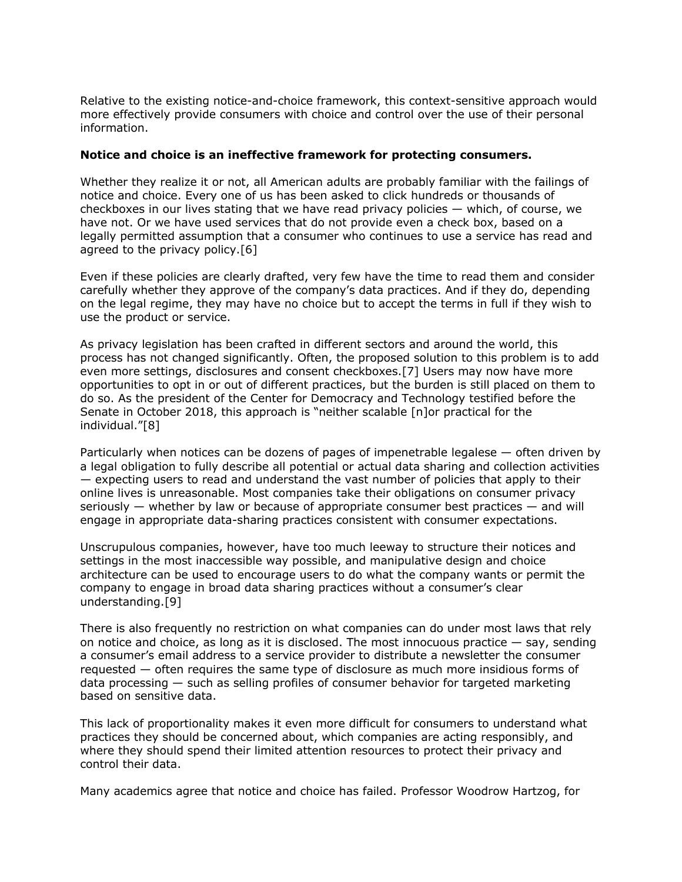Relative to the existing notice-and-choice framework, this context-sensitive approach would more effectively provide consumers with choice and control over the use of their personal information.

**Notice and choice is an ineffective framework for protecting consumers.**

Whether they realize it or not, all American adults are probably familiar with the failings of notice and choice. Every one of us has been asked to click hundreds or thousands of checkboxes in our lives stating that we have read privacy policies — which, of course, we have not. Or we have used services that do not provide even a check box, based on a legally permitted assumption that a consumer who continues to use a service has read and agreed to the privacy policy.[6]

Even if these policies are clearly drafted, very few have the time to read them and consider carefully whether they approve of the company's data practices. And if they do, depending on the legal regime, they may have no choice but to accept the terms in full if they wish to use the product or service.

As privacy legislation has been crafted in different sectors and around the world, this process has not changed significantly. Often, the proposed solution to this problem is to add even more settings, disclosures and consent checkboxes.[7] Users may now have more opportunities to opt in or out of different practices, but the burden is still placed on them to do so. As the president of the Center for Democracy and Technology testified before the Senate in October 2018, this approach is "neither scalable [n]or practical for the individual."[8]

Particularly when notices can be dozens of pages of impenetrable legalese — often driven by a legal obligation to fully describe all potential or actual data sharing and collection activities — expecting users to read and understand the vast number of policies that apply to their online lives is unreasonable. Most companies take their obligations on consumer privacy seriously — whether by law or because of appropriate consumer best practices — and will engage in appropriate data-sharing practices consistent with consumer expectations.

Unscrupulous companies, however, have too much leeway to structure their notices and settings in the most inaccessible way possible, and manipulative design and choice architecture can be used to encourage users to do what the company wants or permit the company to engage in broad data sharing practices without a consumer's clear understanding.[9]

There is also frequently no restriction on what companies can do under most laws that rely on notice and choice, as long as it is disclosed. The most innocuous practice — say, sending a consumer's email address to a service provider to distribute a newsletter the consumer requested — often requires the same type of disclosure as much more insidious forms of data processing — such as selling profiles of consumer behavior for targeted marketing based on sensitive data.

This lack of proportionality makes it even more difficult for consumers to understand what practices they should be concerned about, which companies are acting responsibly, and where they should spend their limited attention resources to protect their privacy and control their data.

Many academics agree that notice and choice has failed. Professor Woodrow Hartzog, for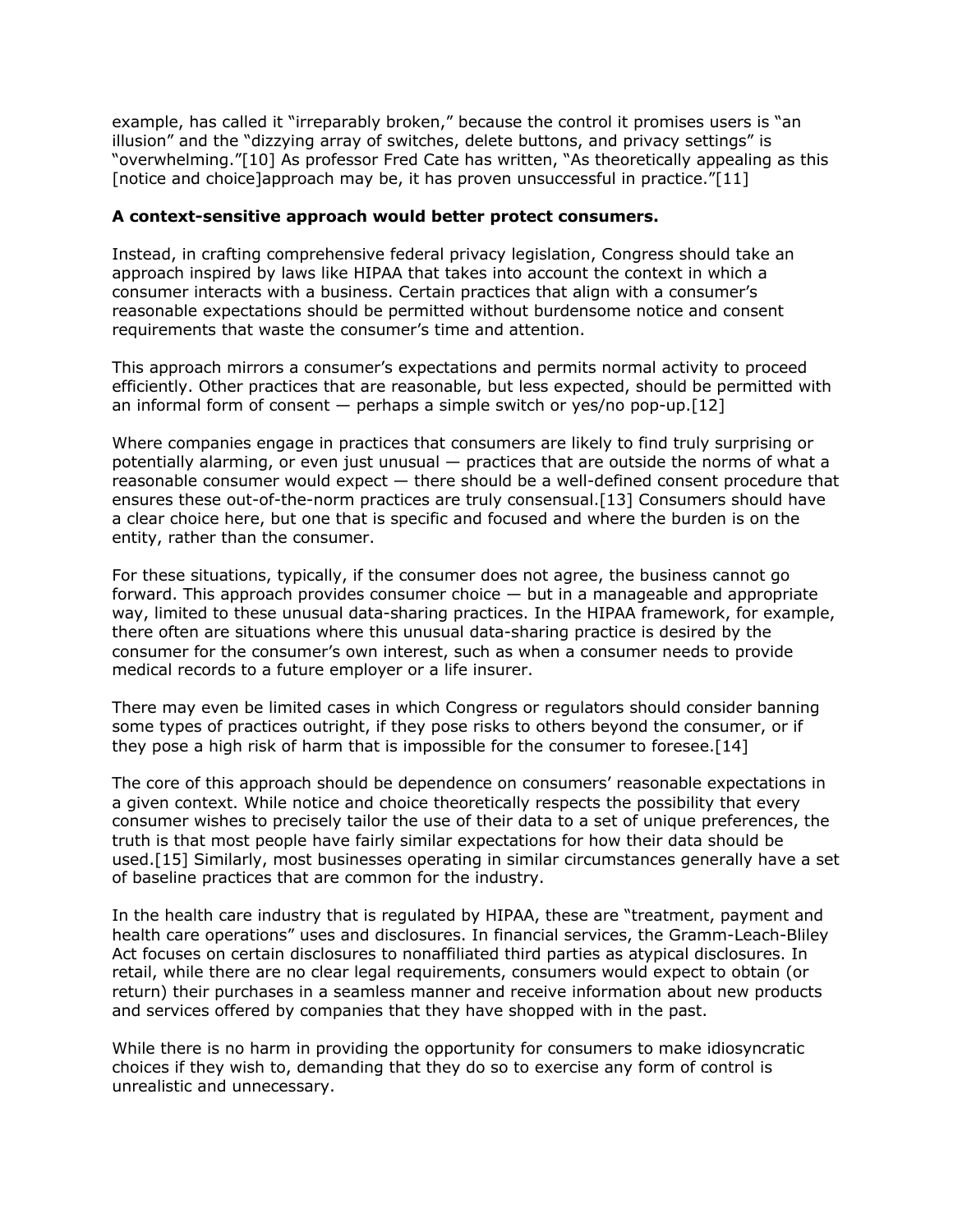example, has called it "irreparably broken," because the control it promises users is "an illusion" and the "dizzying array of switches, delete buttons, and privacy settings" is "overwhelming."[10] As professor Fred Cate has written, "As theoretically appealing as this [notice and choice]approach may be, it has proven unsuccessful in practice."[11]

**A context-sensitive approach would better protect consumers.**

Instead, in crafting comprehensive federal privacy legislation, Congress should take an approach inspired by laws like HIPAA that takes into account the context in which a consumer interacts with a business. Certain practices that align with a consumer's reasonable expectations should be permitted without burdensome notice and consent requirements that waste the consumer's time and attention.

This approach mirrors a consumer's expectations and permits normal activity to proceed efficiently. Other practices that are reasonable, but less expected, should be permitted with an informal form of consent — perhaps a simple switch or yes/no pop-up.[12]

Where companies engage in practices that consumers are likely to find truly surprising or potentially alarming, or even just unusual — practices that are outside the norms of what a reasonable consumer would expect — there should be a well-defined consent procedure that ensures these out-of-the-norm practices are truly consensual.[13] Consumers should have a clear choice here, but one that is specific and focused and where the burden is on the entity, rather than the consumer.

For these situations, typically, if the consumer does not agree, the business cannot go forward. This approach provides consumer choice — but in a manageable and appropriate way, limited to these unusual data-sharing practices. In the HIPAA framework, for example, there often are situations where this unusual data-sharing practice is desired by the consumer for the consumer's own interest, such as when a consumer needs to provide medical records to a future employer or a life insurer.

There may even be limited cases in which Congress or regulators should consider banning some types of practices outright, if they pose risks to others beyond the consumer, or if they pose a high risk of harm that is impossible for the consumer to foresee.[14]

The core of this approach should be dependence on consumers' reasonable expectations in a given context. While notice and choice theoretically respects the possibility that every consumer wishes to precisely tailor the use of their data to a set of unique preferences, the truth is that most people have fairly similar expectations for how their data should be used.[15] Similarly, most businesses operating in similar circumstances generally have a set of baseline practices that are common for the industry.

In the health care industry that is regulated by HIPAA, these are "treatment, payment and health care operations" uses and disclosures. In financial services, the Gramm-Leach-Bliley Act focuses on certain disclosures to nonaffiliated third parties as atypical disclosures. In retail, while there are no clear legal requirements, consumers would expect to obtain (or return) their purchases in a seamless manner and receive information about new products and services offered by companies that they have shopped with in the past.

While there is no harm in providing the opportunity for consumers to make idiosyncratic choices if they wish to, demanding that they do so to exercise any form of control is unrealistic and unnecessary.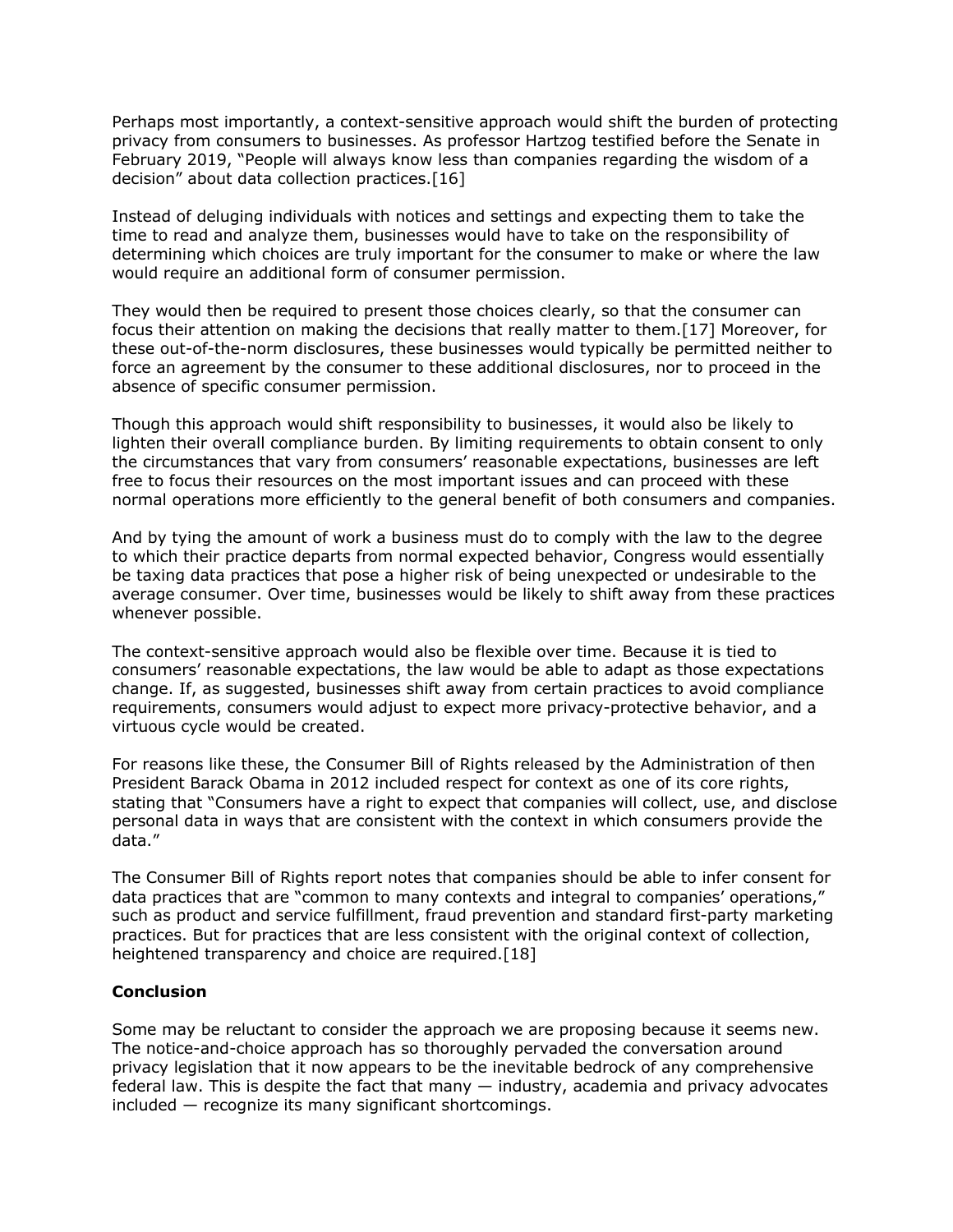Perhaps most importantly, a context-sensitive approach would shift the burden of protecting privacy from consumers to businesses. As professor Hartzog testified before the Senate in February 2019, "People will always know less than companies regarding the wisdom of a decision" about data collection practices.[16]

Instead of deluging individuals with notices and settings and expecting them to take the time to read and analyze them, businesses would have to take on the responsibility of determining which choices are truly important for the consumer to make or where the law would require an additional form of consumer permission.

They would then be required to present those choices clearly, so that the consumer can focus their attention on making the decisions that really matter to them.[17] Moreover, for these out-of-the-norm disclosures, these businesses would typically be permitted neither to force an agreement by the consumer to these additional disclosures, nor to proceed in the absence of specific consumer permission.

Though this approach would shift responsibility to businesses, it would also be likely to lighten their overall compliance burden. By limiting requirements to obtain consent to only the circumstances that vary from consumers' reasonable expectations, businesses are left free to focus their resources on the most important issues and can proceed with these normal operations more efficiently to the general benefit of both consumers and companies.

And by tying the amount of work a business must do to comply with the law to the degree to which their practice departs from normal expected behavior, Congress would essentially be taxing data practices that pose a higher risk of being unexpected or undesirable to the average consumer. Over time, businesses would be likely to shift away from these practices whenever possible.

The context-sensitive approach would also be flexible over time. Because it is tied to consumers' reasonable expectations, the law would be able to adapt as those expectations change. If, as suggested, businesses shift away from certain practices to avoid compliance requirements, consumers would adjust to expect more privacy-protective behavior, and a virtuous cycle would be created.

For reasons like these, the Consumer Bill of Rights released by the Administration of then President Barack Obama in 2012 included respect for context as one of its core rights, stating that "Consumers have a right to expect that companies will collect, use, and disclose personal data in ways that are consistent with the context in which consumers provide the data."

The Consumer Bill of Rights report notes that companies should be able to infer consent for data practices that are "common to many contexts and integral to companies' operations," such as product and service fulfillment, fraud prevention and standard first-party marketing practices. But for practices that are less consistent with the original context of collection, heightened transparency and choice are required.[18]

**Conclusion**

Some may be reluctant to consider the approach we are proposing because it seems new. The notice-and-choice approach has so thoroughly pervaded the conversation around privacy legislation that it now appears to be the inevitable bedrock of any comprehensive federal law. This is despite the fact that many — industry, academia and privacy advocates included — recognize its many significant shortcomings.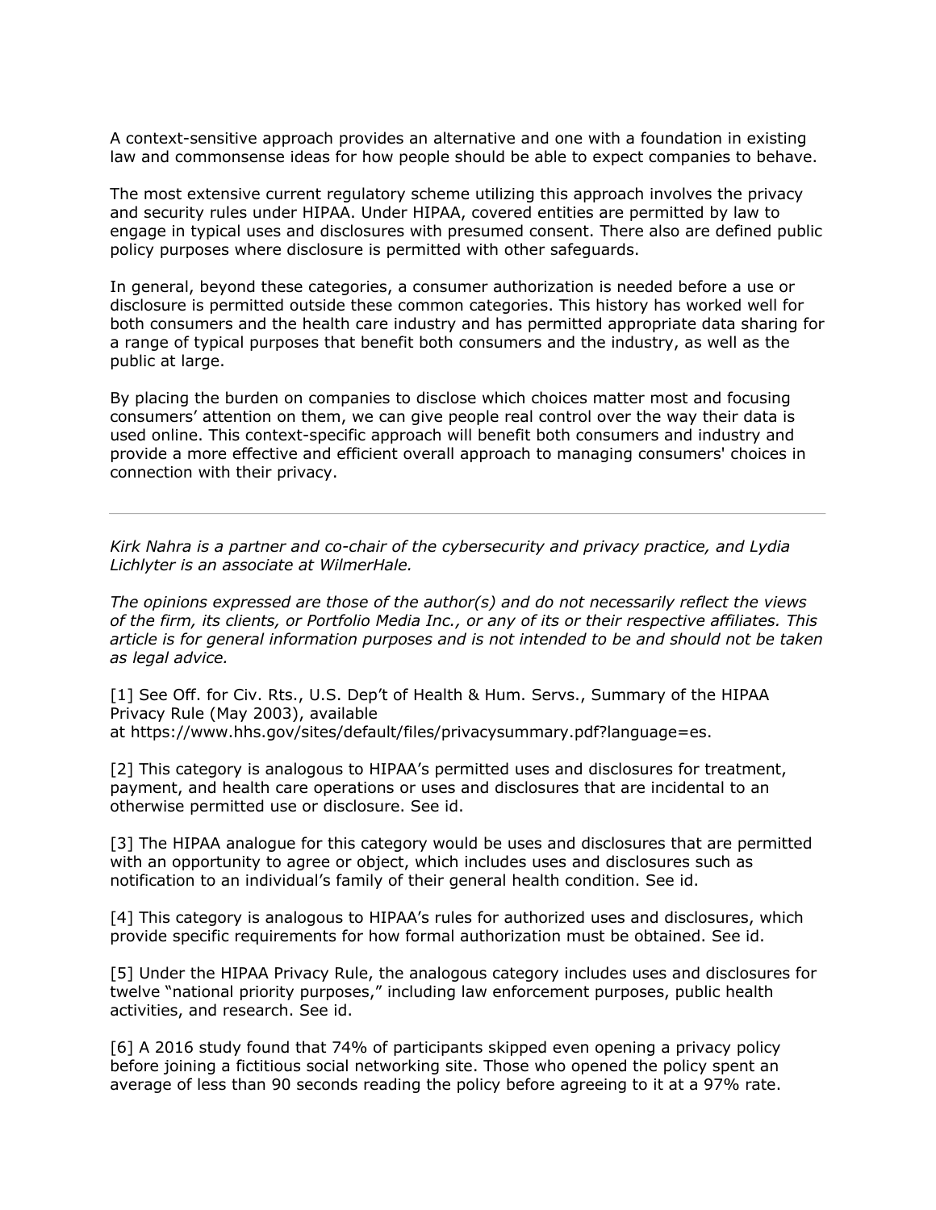A context-sensitive approach provides an alternative and one with a foundation in existing law and commonsense ideas for how people should be able to expect companies to behave.

The most extensive current regulatory scheme utilizing this approach involves the privacy and security rules under HIPAA. Under HIPAA, covered entities are permitted by law to engage in typical uses and disclosures with presumed consent. There also are defined public policy purposes where disclosure is permitted with other safeguards.

In general, beyond these categories, a consumer authorization is needed before a use or disclosure is permitted outside these common categories. This history has worked well for both consumers and the health care industry and has permitted appropriate data sharing for a range of typical purposes that benefit both consumers and the industry, as well as the public at large.

By placing the burden on companies to disclose which choices matter most and focusing consumers' attention on them, we can give people real control over the way their data is used online. This context-specific approach will benefit both consumers and industry and provide a more effective and efficient overall approach to managing consumers' choices in connection with their privacy.

---

*Kirk Nahra is a partner and co-chair of the cybersecurity and privacy practice, and Lydia Lichlyter is an associate at WilmerHale.*

*The opinions expressed are those of the author(s) and do not necessarily reflect the views of the firm, its clients, or Portfolio Media Inc., or any of its or their respective affiliates. This article is for general information purposes and is not intended to be and should not be taken as legal advice.*

[1] See Off. for Civ. Rts., U.S. Dep't of Health & Hum. Servs., Summary of the HIPAA Privacy Rule (May 2003), available at https://www.hhs.gov/sites/default/files/privacysummary.pdf?language=es.

[2] This category is analogous to HIPAA's permitted uses and disclosures for treatment, payment, and health care operations or uses and disclosures that are incidental to an otherwise permitted use or disclosure. See id.

[3] The HIPAA analogue for this category would be uses and disclosures that are permitted with an opportunity to agree or object, which includes uses and disclosures such as notification to an individual's family of their general health condition. See id.

[4] This category is analogous to HIPAA's rules for authorized uses and disclosures, which provide specific requirements for how formal authorization must be obtained. See id.

[5] Under the HIPAA Privacy Rule, the analogous category includes uses and disclosures for twelve "national priority purposes," including law enforcement purposes, public health activities, and research. See id.

[6] A 2016 study found that 74% of participants skipped even opening a privacy policy before joining a fictitious social networking site. Those who opened the policy spent an average of less than 90 seconds reading the policy before agreeing to it at a 97% rate.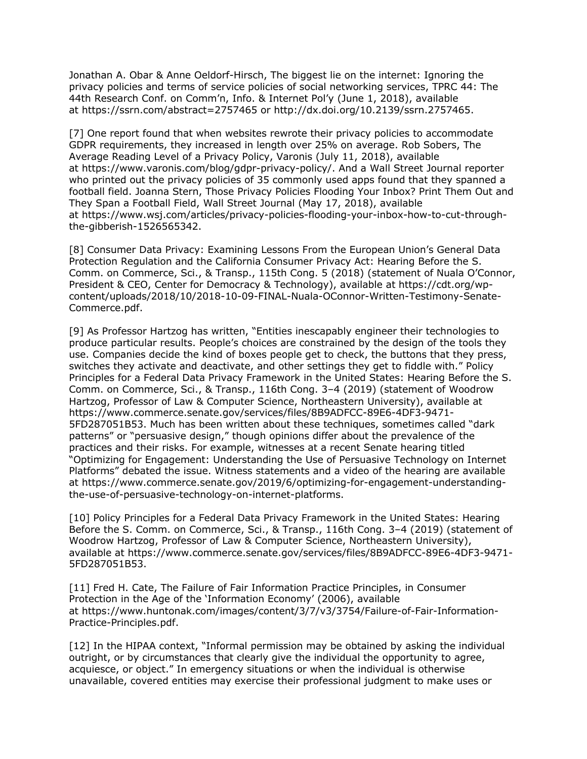Jonathan A. Obar & Anne Oeldorf-Hirsch, The biggest lie on the internet: Ignoring the privacy policies and terms of service policies of social networking services, TPRC 44: The 44th Research Conf. on Comm'n, Info. & Internet Pol'y (June 1, 2018), available at https://ssrn.com/abstract=2757465 or http://dx.doi.org/10.2139/ssrn.2757465.

[7] One report found that when websites rewrote their privacy policies to accommodate GDPR requirements, they increased in length over 25% on average. Rob Sobers, The Average Reading Level of a Privacy Policy, Varonis (July 11, 2018), available at https://www.varonis.com/blog/gdpr-privacy-policy/. And a Wall Street Journal reporter who printed out the privacy policies of 35 commonly used apps found that they spanned a football field. Joanna Stern, Those Privacy Policies Flooding Your Inbox? Print Them Out and They Span a Football Field, Wall Street Journal (May 17, 2018), available at https://www.wsj.com/articles/privacy-policies-flooding-your-inbox-how-to-cut-through-the-gibberish-1526565342.

[8] Consumer Data Privacy: Examining Lessons From the European Union's General Data Protection Regulation and the California Consumer Privacy Act: Hearing Before the S. Comm. on Commerce, Sci., & Transp., 115th Cong. 5 (2018) (statement of Nuala O'Connor, President & CEO, Center for Democracy & Technology), available at https://cdt.org/wp-content/uploads/2018/10/2018-10-09-FINAL-Nuala-OConnor-Written-Testimony-Senate-Commerce.pdf.

[9] As Professor Hartzog has written, "Entities inescapably engineer their technologies to produce particular results. People's choices are constrained by the design of the tools they use. Companies decide the kind of boxes people get to check, the buttons that they press, switches they activate and deactivate, and other settings they get to fiddle with." Policy Principles for a Federal Data Privacy Framework in the United States: Hearing Before the S. Comm. on Commerce, Sci., & Transp., 116th Cong. 3–4 (2019) (statement of Woodrow Hartzog, Professor of Law & Computer Science, Northeastern University), available at https://www.commerce.senate.gov/services/files/8B9ADFCC-89E6-4DF3-9471-5FD287051B53. Much has been written about these techniques, sometimes called "dark patterns" or "persuasive design," though opinions differ about the prevalence of the practices and their risks. For example, witnesses at a recent Senate hearing titled "Optimizing for Engagement: Understanding the Use of Persuasive Technology on Internet Platforms" debated the issue. Witness statements and a video of the hearing are available at https://www.commerce.senate.gov/2019/6/optimizing-for-engagement-understanding-the-use-of-persuasive-technology-on-internet-platforms.

[10] Policy Principles for a Federal Data Privacy Framework in the United States: Hearing Before the S. Comm. on Commerce, Sci., & Transp., 116th Cong. 3–4 (2019) (statement of Woodrow Hartzog, Professor of Law & Computer Science, Northeastern University), available at https://www.commerce.senate.gov/services/files/8B9ADFCC-89E6-4DF3-9471-5FD287051B53.

[11] Fred H. Cate, The Failure of Fair Information Practice Principles, in Consumer Protection in the Age of the 'Information Economy' (2006), available at https://www.huntonak.com/images/content/3/7/v3/3754/Failure-of-Fair-Information-Practice-Principles.pdf.

[12] In the HIPAA context, "Informal permission may be obtained by asking the individual outright, or by circumstances that clearly give the individual the opportunity to agree, acquiesce, or object." In emergency situations or when the individual is otherwise unavailable, covered entities may exercise their professional judgment to make uses or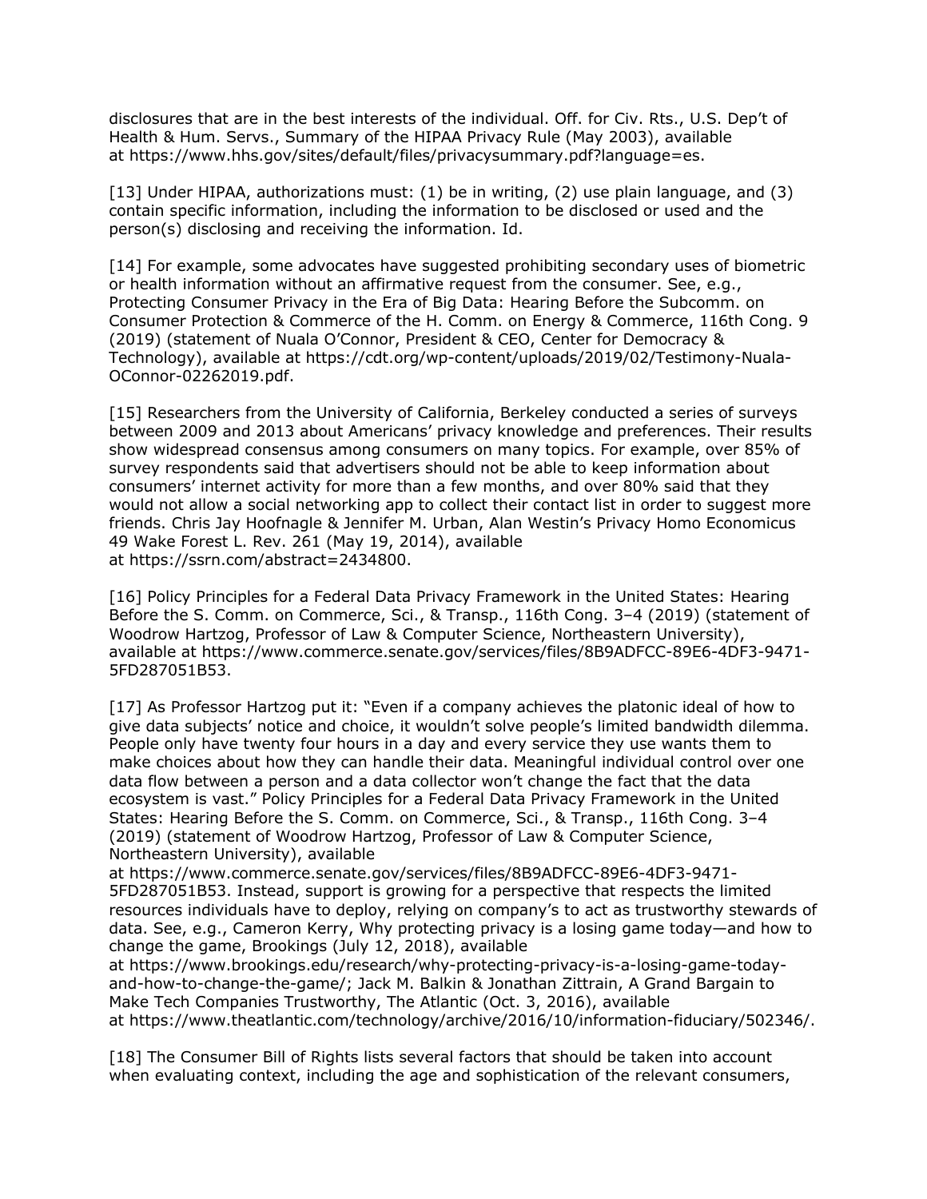disclosures that are in the best interests of the individual. Off. for Civ. Rts., U.S. Dep't of Health & Hum. Servs., Summary of the HIPAA Privacy Rule (May 2003), available at https://www.hhs.gov/sites/default/files/privacysummary.pdf?language=es.

[13] Under HIPAA, authorizations must: (1) be in writing, (2) use plain language, and (3) contain specific information, including the information to be disclosed or used and the person(s) disclosing and receiving the information. Id.

[14] For example, some advocates have suggested prohibiting secondary uses of biometric or health information without an affirmative request from the consumer. See, e.g., Protecting Consumer Privacy in the Era of Big Data: Hearing Before the Subcomm. on Consumer Protection & Commerce of the H. Comm. on Energy & Commerce, 116th Cong. 9 (2019) (statement of Nuala O'Connor, President & CEO, Center for Democracy & Technology), available at https://cdt.org/wp-content/uploads/2019/02/Testimony-Nuala-OConnor-02262019.pdf.

[15] Researchers from the University of California, Berkeley conducted a series of surveys between 2009 and 2013 about Americans' privacy knowledge and preferences. Their results show widespread consensus among consumers on many topics. For example, over 85% of survey respondents said that advertisers should not be able to keep information about consumers' internet activity for more than a few months, and over 80% said that they would not allow a social networking app to collect their contact list in order to suggest more friends. Chris Jay Hoofnagle & Jennifer M. Urban, Alan Westin's Privacy Homo Economicus 49 Wake Forest L. Rev. 261 (May 19, 2014), available at https://ssrn.com/abstract=2434800.

[16] Policy Principles for a Federal Data Privacy Framework in the United States: Hearing Before the S. Comm. on Commerce, Sci., & Transp., 116th Cong. 3–4 (2019) (statement of Woodrow Hartzog, Professor of Law & Computer Science, Northeastern University), available at https://www.commerce.senate.gov/services/files/8B9ADFCC-89E6-4DF3-9471-5FD287051B53.

[17] As Professor Hartzog put it: "Even if a company achieves the platonic ideal of how to give data subjects' notice and choice, it wouldn't solve people's limited bandwidth dilemma. People only have twenty four hours in a day and every service they use wants them to make choices about how they can handle their data. Meaningful individual control over one data flow between a person and a data collector won't change the fact that the data ecosystem is vast." Policy Principles for a Federal Data Privacy Framework in the United States: Hearing Before the S. Comm. on Commerce, Sci., & Transp., 116th Cong. 3–4 (2019) (statement of Woodrow Hartzog, Professor of Law & Computer Science, Northeastern University), available at https://www.commerce.senate.gov/services/files/8B9ADFCC-89E6-4DF3-9471-5FD287051B53. Instead, support is growing for a perspective that respects the limited resources individuals have to deploy, relying on company's to act as trustworthy stewards of data. See, e.g., Cameron Kerry, Why protecting privacy is a losing game today—and how to change the game, Brookings (July 12, 2018), available at https://www.brookings.edu/research/why-protecting-privacy-is-a-losing-game-today-and-how-to-change-the-game/; Jack M. Balkin & Jonathan Zittrain, A Grand Bargain to Make Tech Companies Trustworthy, The Atlantic (Oct. 3, 2016), available at https://www.theatlantic.com/technology/archive/2016/10/information-fiduciary/502346/.

[18] The Consumer Bill of Rights lists several factors that should be taken into account when evaluating context, including the age and sophistication of the relevant consumers,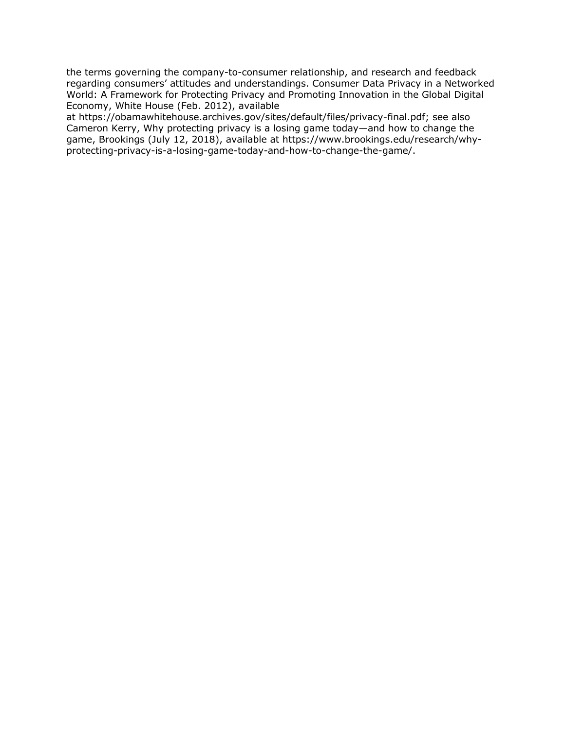the terms governing the company-to-consumer relationship, and research and feedback regarding consumers' attitudes and understandings. Consumer Data Privacy in a Networked World: A Framework for Protecting Privacy and Promoting Innovation in the Global Digital Economy, White House (Feb. 2012), available at https://obamawhitehouse.archives.gov/sites/default/files/privacy-final.pdf; see also Cameron Kerry, Why protecting privacy is a losing game today—and how to change the game, Brookings (July 12, 2018), available at https://www.brookings.edu/research/why-protecting-privacy-is-a-losing-game-today-and-how-to-change-the-game/.